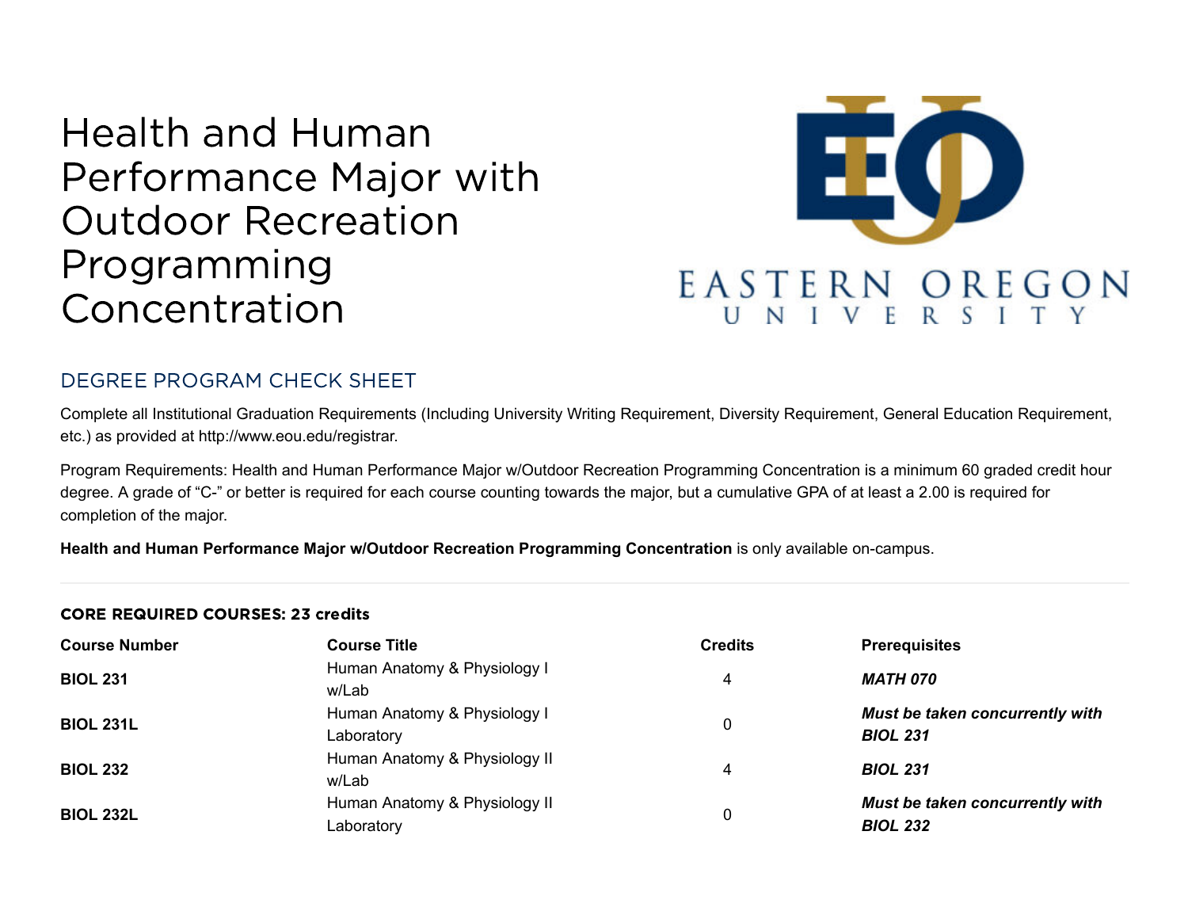# Health and Human Performance Major with Outdoor Recreation Programming Concentration

EASTERN OREGON UNIVERSITY

## DEGREE PROGRAM CHECK SHEET

Complete all Institutional Graduation Requirements (Including University Writing Requirement, Diversity Requirement, General Education Requirement, etc.) as provided at http://www.eou.edu/registrar.

Program Requirements: Health and Human Performance Major w/Outdoor Recreation Programming Concentration is a minimum 60 graded credit hour degree. A grade of "C-" or better is required for each course counting towards the major, but a cumulative GPA of at least a 2.00 is required for completion of the major.

**Health and Human Performance Major w/Outdoor Recreation Programming Concentration** is only available on-campus.

---

### CORE REQUIRED COURSES: 23 credits

| Course Number | Course Title | Credits | Prerequisites |
|---|---|---|---|
| **BIOL 231** | Human Anatomy & Physiology I w/Lab | 4 | ***MATH 070*** |
| **BIOL 231L** | Human Anatomy & Physiology I Laboratory | 0 | ***Must be taken concurrently with BIOL 231*** |
| **BIOL 232** | Human Anatomy & Physiology II w/Lab | 4 | ***BIOL 231*** |
| **BIOL 232L** | Human Anatomy & Physiology II Laboratory | 0 | ***Must be taken concurrently with BIOL 232*** |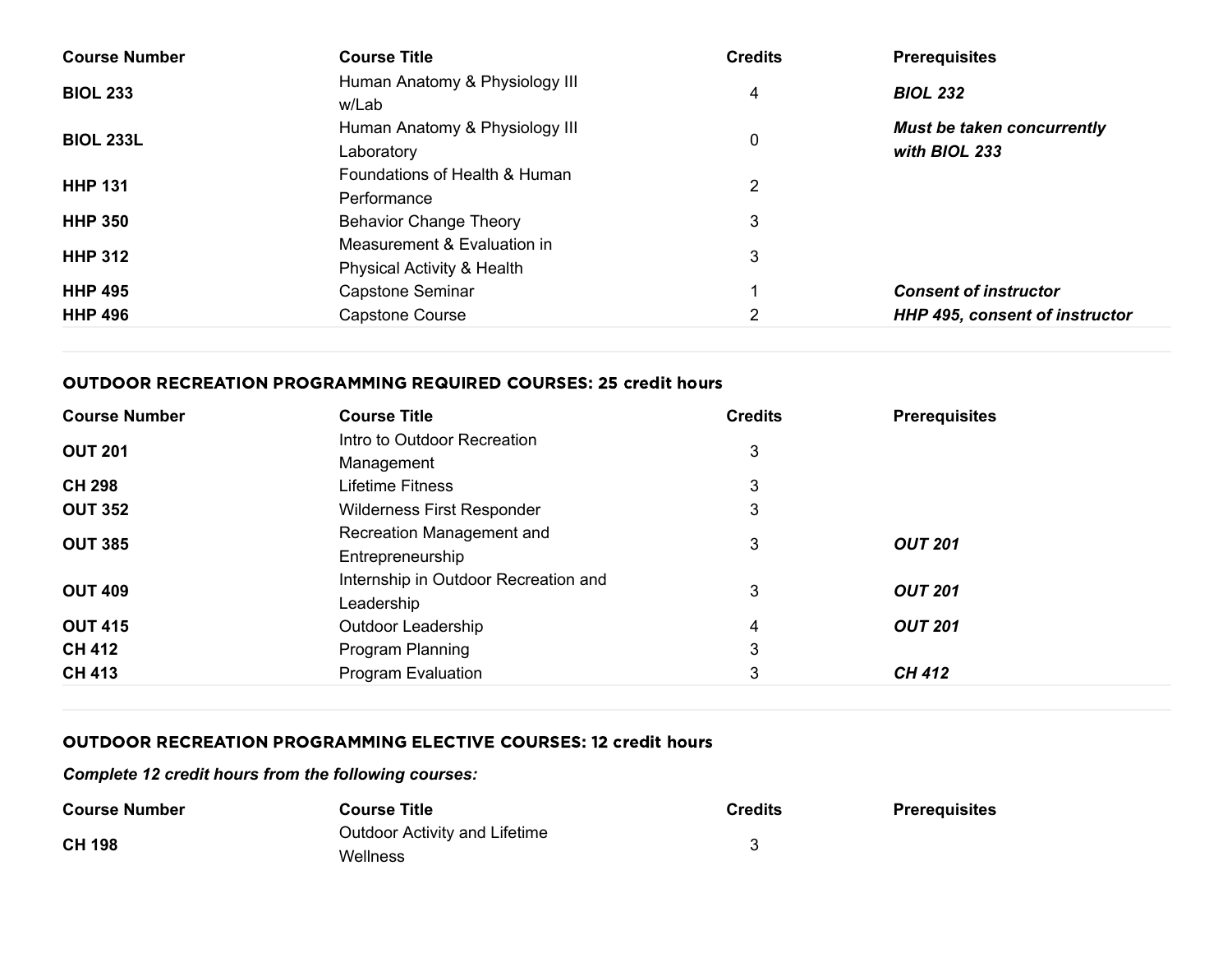| Course Number | Course Title | Credits | Prerequisites |
|---|---|---|---|
| **BIOL 233** | Human Anatomy & Physiology III w/Lab | 4 | ***BIOL 232*** |
| **BIOL 233L** | Human Anatomy & Physiology III Laboratory | 0 | ***Must be taken concurrently with BIOL 233*** |
| **HHP 131** | Foundations of Health & Human Performance | 2 | |
| **HHP 350** | Behavior Change Theory | 3 | |
| **HHP 312** | Measurement & Evaluation in Physical Activity & Health | 3 | |
| **HHP 495** | Capstone Seminar | 1 | ***Consent of instructor*** |
| **HHP 496** | Capstone Course | 2 | ***HHP 495, consent of instructor*** |

## OUTDOOR RECREATION PROGRAMMING REQUIRED COURSES: 25 credit hours

| Course Number | Course Title | Credits | Prerequisites |
|---|---|---|---|
| **OUT 201** | Intro to Outdoor Recreation Management | 3 | |
| **CH 298** | Lifetime Fitness | 3 | |
| **OUT 352** | Wilderness First Responder | 3 | |
| **OUT 385** | Recreation Management and Entrepreneurship | 3 | ***OUT 201*** |
| **OUT 409** | Internship in Outdoor Recreation and Leadership | 3 | ***OUT 201*** |
| **OUT 415** | Outdoor Leadership | 4 | ***OUT 201*** |
| **CH 412** | Program Planning | 3 | |
| **CH 413** | Program Evaluation | 3 | ***CH 412*** |

## OUTDOOR RECREATION PROGRAMMING ELECTIVE COURSES: 12 credit hours

***Complete 12 credit hours from the following courses:***

| Course Number | Course Title | Credits | Prerequisites |
|---|---|---|---|
| **CH 198** | Outdoor Activity and Lifetime Wellness | 3 | |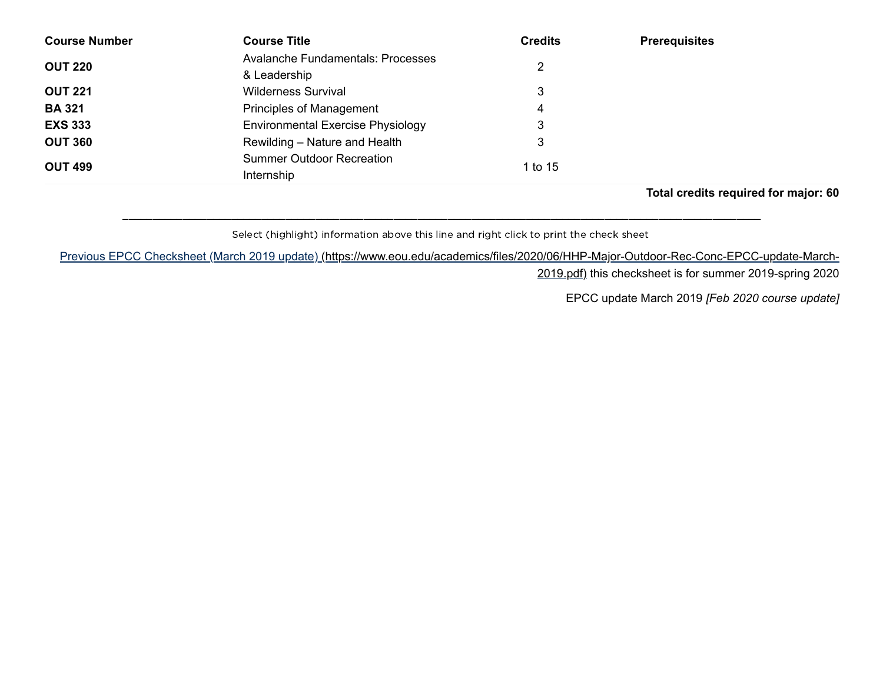| Course Number | Course Title | Credits | Prerequisites |
|---|---|---|---|
| **OUT 220** | Avalanche Fundamentals: Processes & Leadership | 2 | |
| **OUT 221** | Wilderness Survival | 3 | |
| **BA 321** | Principles of Management | 4 | |
| **EXS 333** | Environmental Exercise Physiology | 3 | |
| **OUT 360** | Rewilding – Nature and Health | 3 | |
| **OUT 499** | Summer Outdoor Recreation Internship | 1 to 15 | |

**Total credits required for major: 60**

---

Select (highlight) information above this line and right click to print the check sheet

[Previous EPCC Checksheet (March 2019 update)](https://www.eou.edu/academics/files/2020/06/HHP-Major-Outdoor-Rec-Conc-EPCC-update-March-2019.pdf) (https://www.eou.edu/academics/files/2020/06/HHP-Major-Outdoor-Rec-Conc-EPCC-update-March-2019.pdf) this checksheet is for summer 2019-spring 2020

EPCC update March 2019 *[Feb 2020 course update]*